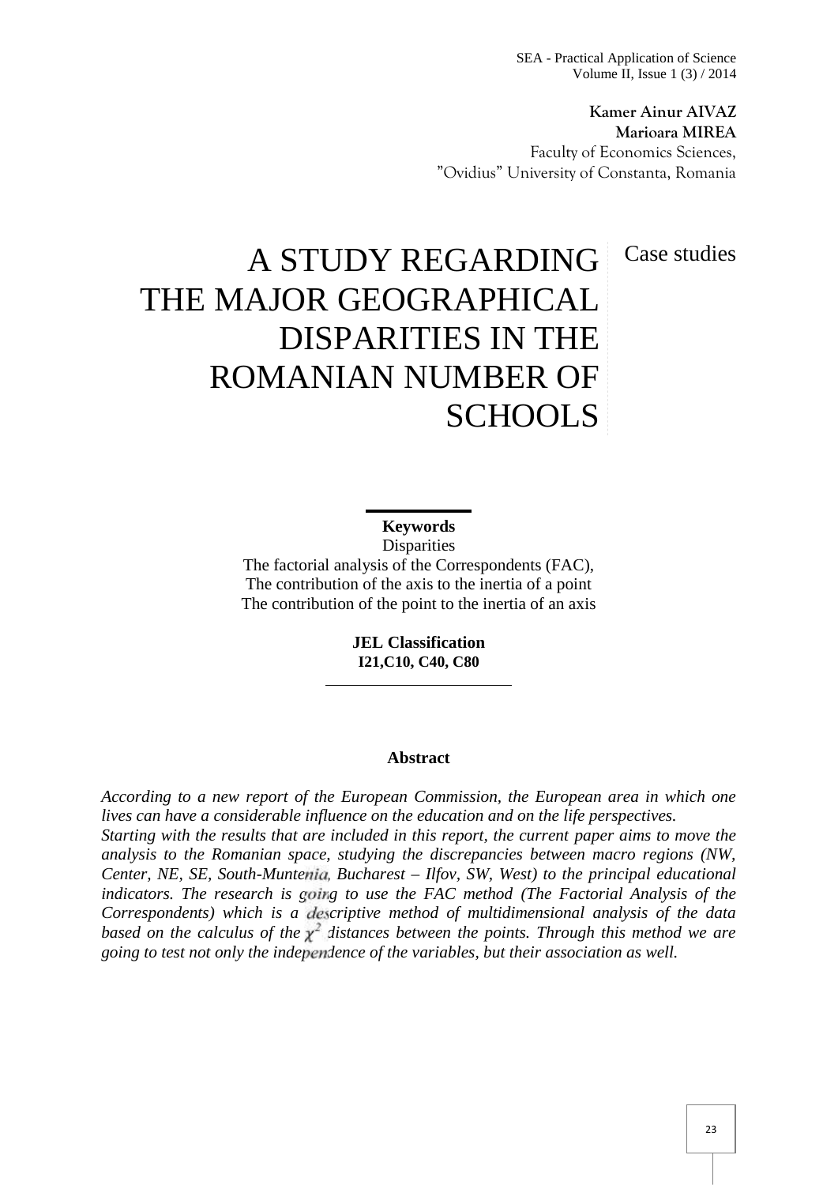**Kamer Ainur AIVAZ**
**Marioara MIREA**
Faculty of Economics Sciences,
"Ovidius" University of Constanta, Romania

Case studies

# A STUDY REGARDING THE MAJOR GEOGRAPHICAL DISPARITIES IN THE ROMANIAN NUMBER OF SCHOOLS

**Keywords**
Disparities
The factorial analysis of the Correspondents (FAC),
The contribution of the axis to the inertia of a point
The contribution of the point to the inertia of an axis

**JEL Classification**
**I21,C10, C40, C80**

**Abstract**

*According to a new report of the European Commission, the European area in which one lives can have a considerable influence on the education and on the life perspectives.*
*Starting with the results that are included in this report, the current paper aims to move the analysis to the Romanian space, studying the discrepancies between macro regions (NW, Center, NE, SE, South-Muntenia, Bucharest – Ilfov, SW, West) to the principal educational indicators. The research is going to use the FAC method (The Factorial Analysis of the Correspondents) which is a descriptive method of multidimensional analysis of the data based on the calculus of the* $\chi^2$ *distances between the points. Through this method we are going to test not only the independence of the variables, but their association as well.*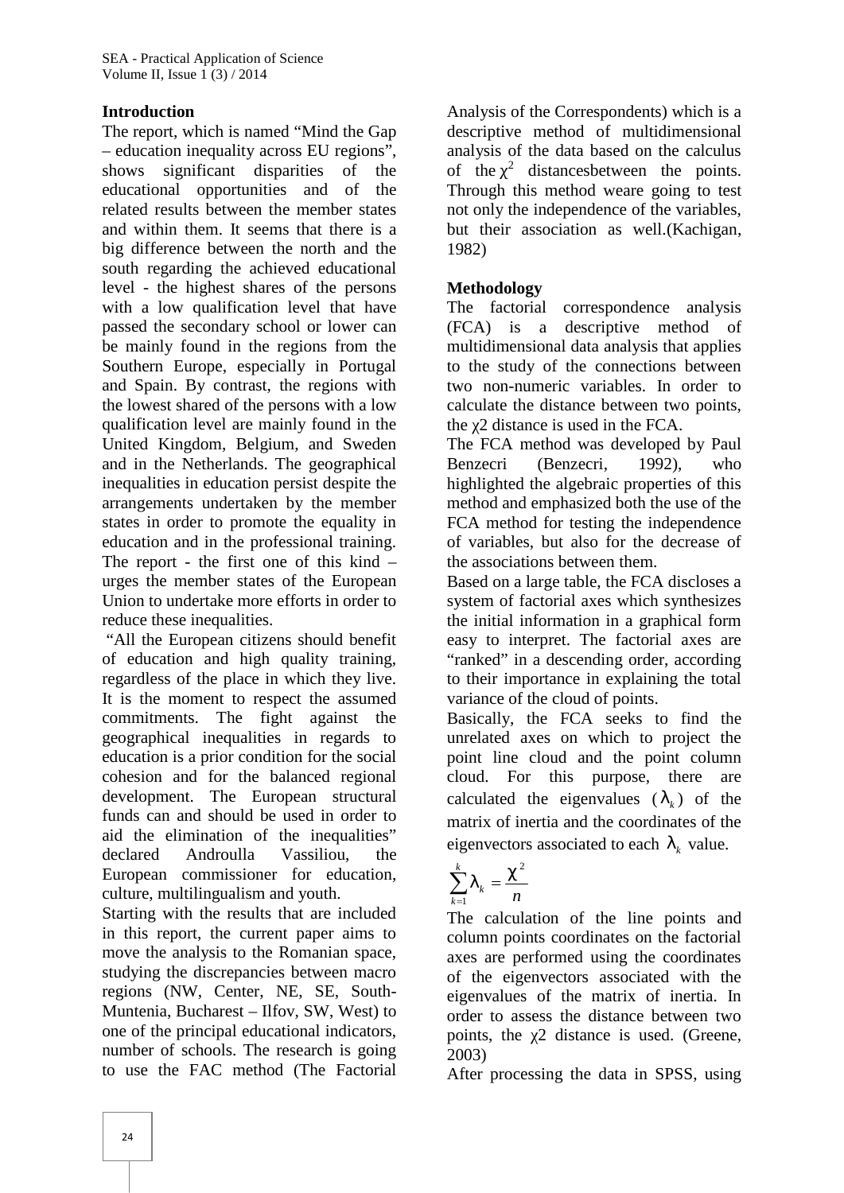## Introduction

The report, which is named "Mind the Gap – education inequality across EU regions", shows significant disparities of the educational opportunities and of the related results between the member states and within them. It seems that there is a big difference between the north and the south regarding the achieved educational level - the highest shares of the persons with a low qualification level that have passed the secondary school or lower can be mainly found in the regions from the Southern Europe, especially in Portugal and Spain. By contrast, the regions with the lowest shared of the persons with a low qualification level are mainly found in the United Kingdom, Belgium, and Sweden and in the Netherlands. The geographical inequalities in education persist despite the arrangements undertaken by the member states in order to promote the equality in education and in the professional training. The report - the first one of this kind – urges the member states of the European Union to undertake more efforts in order to reduce these inequalities.

"All the European citizens should benefit of education and high quality training, regardless of the place in which they live. It is the moment to respect the assumed commitments. The fight against the geographical inequalities in regards to education is a prior condition for the social cohesion and for the balanced regional development. The European structural funds can and should be used in order to aid the elimination of the inequalities" declared Androulla Vassiliou, the European commissioner for education, culture, multilingualism and youth.

Starting with the results that are included in this report, the current paper aims to move the analysis to the Romanian space, studying the discrepancies between macro regions (NW, Center, NE, SE, South-Muntenia, Bucharest – Ilfov, SW, West) to one of the principal educational indicators, number of schools. The research is going to use the FAC method (The Factorial Analysis of the Correspondents) which is a descriptive method of multidimensional analysis of the data based on the calculus of the $\chi^2$ distancesbetween the points. Through this method weare going to test not only the independence of the variables, but their association as well.(Kachigan, 1982)

## Methodology

The factorial correspondence analysis (FCA) is a descriptive method of multidimensional data analysis that applies to the study of the connections between two non-numeric variables. In order to calculate the distance between two points, the $\chi2$ distance is used in the FCA.

The FCA method was developed by Paul Benzecri (Benzecri, 1992), who highlighted the algebraic properties of this method and emphasized both the use of the FCA method for testing the independence of variables, but also for the decrease of the associations between them.

Based on a large table, the FCA discloses a system of factorial axes which synthesizes the initial information in a graphical form easy to interpret. The factorial axes are "ranked" in a descending order, according to their importance in explaining the total variance of the cloud of points.

Basically, the FCA seeks to find the unrelated axes on which to project the point line cloud and the point column cloud. For this purpose, there are calculated the eigenvalues ($\lambda_k$) of the matrix of inertia and the coordinates of the eigenvectors associated to each $\lambda_k$ value.

$$\sum_{k=1}^{k} \lambda_k = \frac{\chi^2}{n}$$

The calculation of the line points and column points coordinates on the factorial axes are performed using the coordinates of the eigenvectors associated with the eigenvalues of the matrix of inertia. In order to assess the distance between two points, the $\chi2$ distance is used. (Greene, 2003)

After processing the data in SPSS, using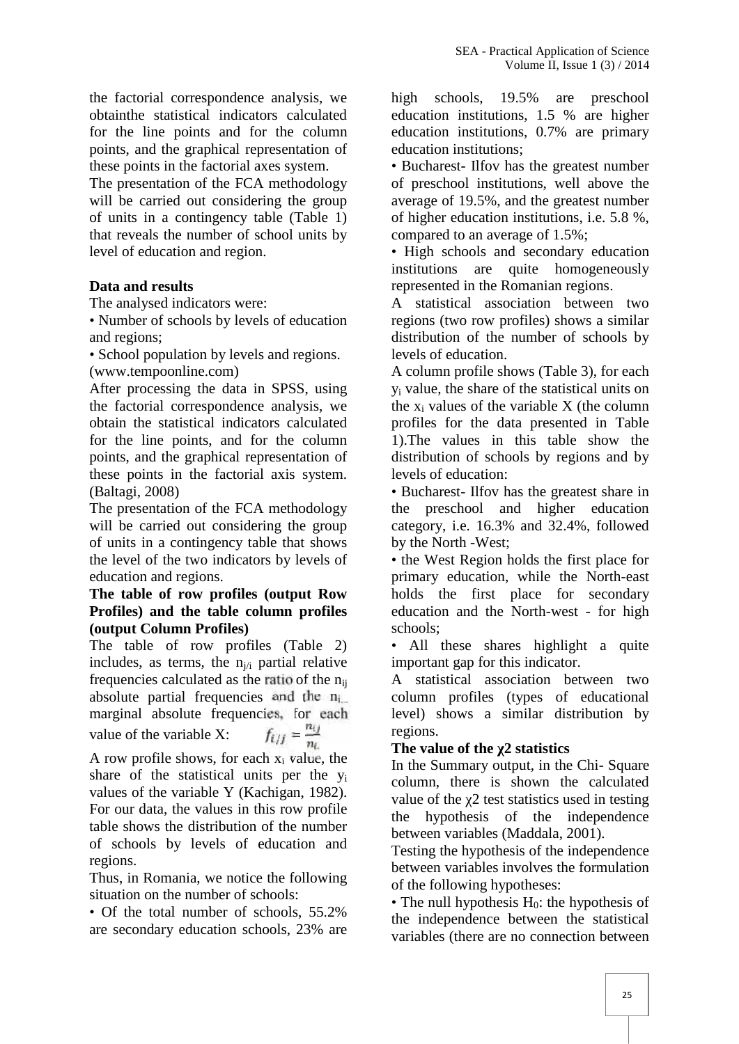the factorial correspondence analysis, we obtainthe statistical indicators calculated for the line points and for the column points, and the graphical representation of these points in the factorial axes system.

The presentation of the FCA methodology will be carried out considering the group of units in a contingency table (Table 1) that reveals the number of school units by level of education and region.

## Data and results

The analysed indicators were:

- Number of schools by levels of education and regions;
- School population by levels and regions. (www.tempoonline.com)

After processing the data in SPSS, using the factorial correspondence analysis, we obtain the statistical indicators calculated for the line points, and for the column points, and the graphical representation of these points in the factorial axis system. (Baltagi, 2008)

The presentation of the FCA methodology will be carried out considering the group of units in a contingency table that shows the level of the two indicators by levels of education and regions.

**The table of row profiles (output Row Profiles) and the table column profiles (output Column Profiles)**

The table of row profiles (Table 2) includes, as terms, the $n_{j/i}$ partial relative frequencies calculated as the ratio of the $n_{ij}$ absolute partial frequencies and the $n_{i.}$ marginal absolute frequencies, for each value of the variable X: $f_{i/j} = \frac{n_{ij}}{n_{i.}}$

A row profile shows, for each $x_i$ value, the share of the statistical units per the $y_i$ values of the variable Y (Kachigan, 1982). For our data, the values in this row profile table shows the distribution of the number of schools by levels of education and regions.

Thus, in Romania, we notice the following situation on the number of schools:

- Of the total number of schools, 55.2% are secondary education schools, 23% are high schools, 19.5% are preschool education institutions, 1.5 % are higher education institutions, 0.7% are primary education institutions;
- Bucharest- Ilfov has the greatest number of preschool institutions, well above the average of 19.5%, and the greatest number of higher education institutions, i.e. 5.8 %, compared to an average of 1.5%;
- High schools and secondary education institutions are quite homogeneously represented in the Romanian regions.

A statistical association between two regions (two row profiles) shows a similar distribution of the number of schools by levels of education.

A column profile shows (Table 3), for each $y_i$ value, the share of the statistical units on the $x_i$ values of the variable X (the column profiles for the data presented in Table 1).The values in this table show the distribution of schools by regions and by levels of education:

- Bucharest- Ilfov has the greatest share in the preschool and higher education category, i.e. 16.3% and 32.4%, followed by the North -West;
- the West Region holds the first place for primary education, while the North-east holds the first place for secondary education and the North-west - for high schools;
- All these shares highlight a quite important gap for this indicator.

A statistical association between two column profiles (types of educational level) shows a similar distribution by regions.

**The value of the χ2 statistics**

In the Summary output, in the Chi- Square column, there is shown the calculated value of the $\chi 2$ test statistics used in testing the hypothesis of the independence between variables (Maddala, 2001).

Testing the hypothesis of the independence between variables involves the formulation of the following hypotheses:

- The null hypothesis $H_0$: the hypothesis of the independence between the statistical variables (there are no connection between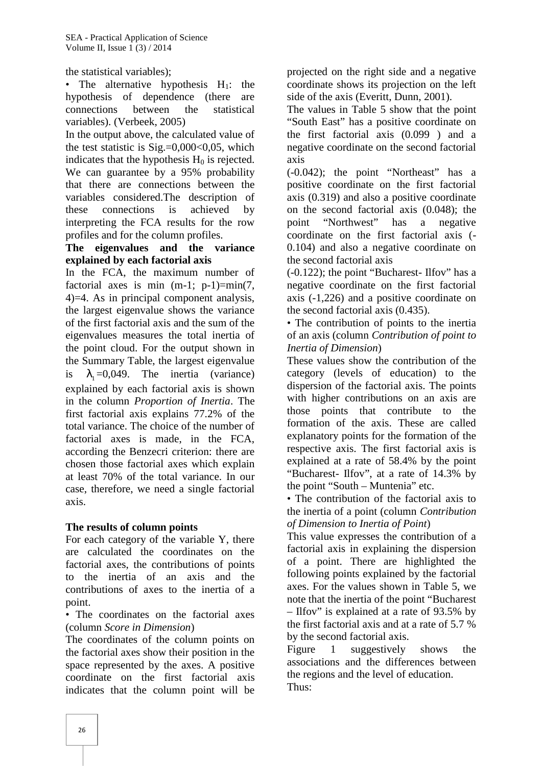the statistical variables);

- The alternative hypothesis $H_1$: the hypothesis of dependence (there are connections between the statistical variables). (Verbeek, 2005)

In the output above, the calculated value of the test statistic is Sig.=0,000<0,05, which indicates that the hypothesis $H_0$ is rejected. We can guarantee by a 95% probability that there are connections between the variables considered.The description of these connections is achieved by interpreting the FCA results for the row profiles and for the column profiles.

**The eigenvalues and the variance explained by each factorial axis**

In the FCA, the maximum number of factorial axes is min (m-1; p-1)=min(7, 4)=4. As in principal component analysis, the largest eigenvalue shows the variance of the first factorial axis and the sum of the eigenvalues measures the total inertia of the point cloud. For the output shown in the Summary Table, the largest eigenvalue is $\lambda_1$=0,049. The inertia (variance) explained by each factorial axis is shown in the column *Proportion of Inertia*. The first factorial axis explains 77.2% of the total variance. The choice of the number of factorial axes is made, in the FCA, according the Benzecri criterion: there are chosen those factorial axes which explain at least 70% of the total variance. In our case, therefore, we need a single factorial axis.

**The results of column points**

For each category of the variable Y, there are calculated the coordinates on the factorial axes, the contributions of points to the inertia of an axis and the contributions of axes to the inertia of a point.

- The coordinates on the factorial axes (column *Score in Dimension*)

The coordinates of the column points on the factorial axes show their position in the space represented by the axes. A positive coordinate on the first factorial axis indicates that the column point will be projected on the right side and a negative coordinate shows its projection on the left side of the axis (Everitt, Dunn, 2001).

The values in Table 5 show that the point "South East" has a positive coordinate on the first factorial axis (0.099 ) and a negative coordinate on the second factorial axis (-0.042); the point "Northeast" has a positive coordinate on the first factorial axis (0.319) and also a positive coordinate on the second factorial axis (0.048); the point "Northwest" has a negative coordinate on the first factorial axis (-0.104) and also a negative coordinate on the second factorial axis (-0.122); the point "Bucharest- Ilfov" has a negative coordinate on the first factorial axis (-1,226) and a positive coordinate on the second factorial axis (0.435).

- The contribution of points to the inertia of an axis (column *Contribution of point to Inertia of Dimension*)

These values show the contribution of the category (levels of education) to the dispersion of the factorial axis. The points with higher contributions on an axis are those points that contribute to the formation of the axis. These are called explanatory points for the formation of the respective axis. The first factorial axis is explained at a rate of 58.4% by the point "Bucharest- Ilfov", at a rate of 14.3% by the point "South – Muntenia" etc.

- The contribution of the factorial axis to the inertia of a point (column *Contribution of Dimension to Inertia of Point*)

This value expresses the contribution of a factorial axis in explaining the dispersion of a point. There are highlighted the following points explained by the factorial axes. For the values shown in Table 5, we note that the inertia of the point "Bucharest – Ilfov" is explained at a rate of 93.5% by the first factorial axis and at a rate of 5.7 % by the second factorial axis.

Figure 1 suggestively shows the associations and the differences between the regions and the level of education.

Thus: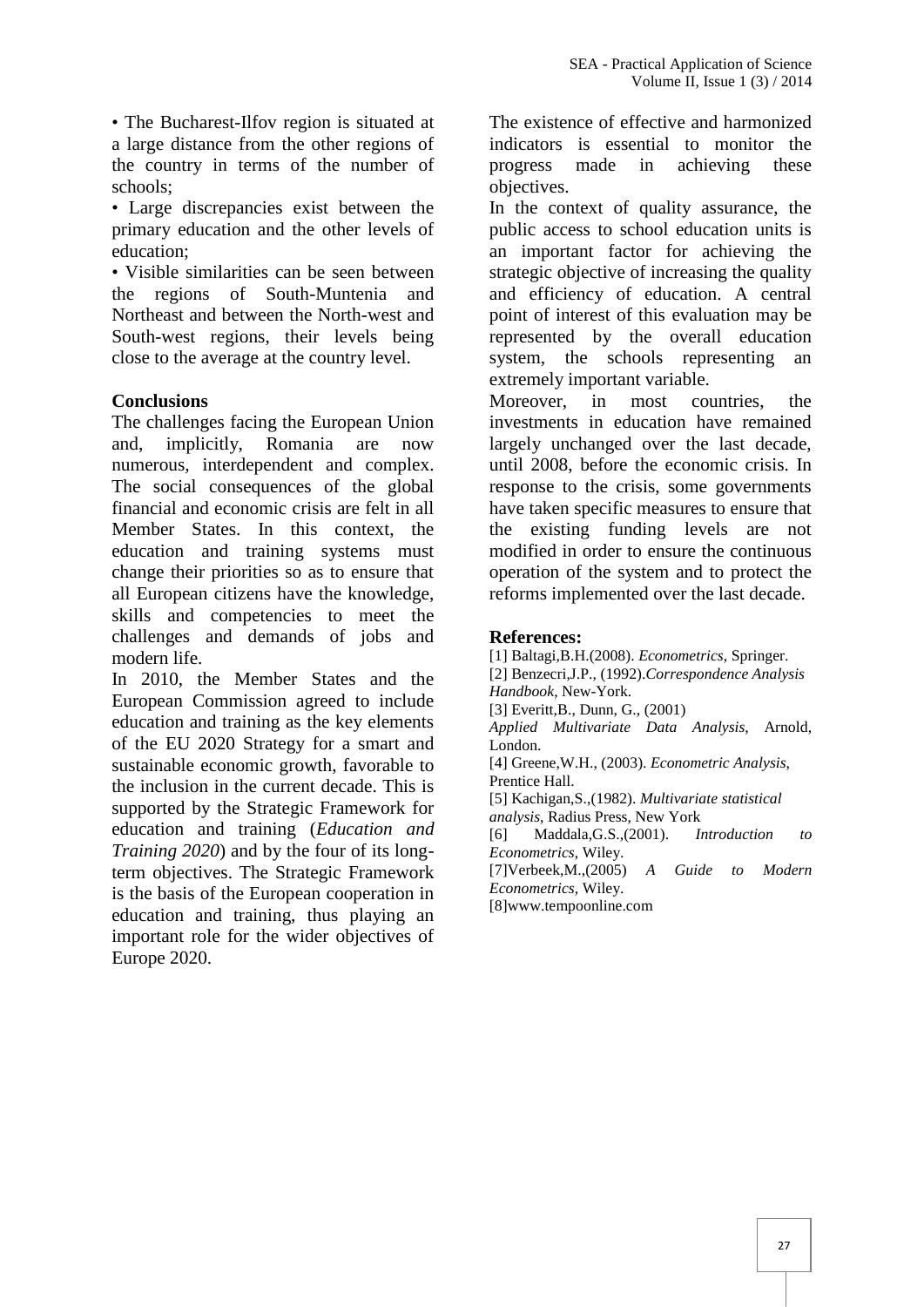• The Bucharest-Ilfov region is situated at a large distance from the other regions of the country in terms of the number of schools;

• Large discrepancies exist between the primary education and the other levels of education;

• Visible similarities can be seen between the regions of South-Muntenia and Northeast and between the North-west and South-west regions, their levels being close to the average at the country level.

## Conclusions

The challenges facing the European Union and, implicitly, Romania are now numerous, interdependent and complex. The social consequences of the global financial and economic crisis are felt in all Member States. In this context, the education and training systems must change their priorities so as to ensure that all European citizens have the knowledge, skills and competencies to meet the challenges and demands of jobs and modern life.

In 2010, the Member States and the European Commission agreed to include education and training as the key elements of the EU 2020 Strategy for a smart and sustainable economic growth, favorable to the inclusion in the current decade. This is supported by the Strategic Framework for education and training (*Education and Training 2020*) and by the four of its long-term objectives. The Strategic Framework is the basis of the European cooperation in education and training, thus playing an important role for the wider objectives of Europe 2020.

The existence of effective and harmonized indicators is essential to monitor the progress made in achieving these objectives.

In the context of quality assurance, the public access to school education units is an important factor for achieving the strategic objective of increasing the quality and efficiency of education. A central point of interest of this evaluation may be represented by the overall education system, the schools representing an extremely important variable.

Moreover, in most countries, the investments in education have remained largely unchanged over the last decade, until 2008, before the economic crisis. In response to the crisis, some governments have taken specific measures to ensure that the existing funding levels are not modified in order to ensure the continuous operation of the system and to protect the reforms implemented over the last decade.

## References:

[1] Baltagi,B.H.(2008). *Econometrics*, Springer.

[2] Benzecri,J.P., (1992).*Correspondence Analysis Handbook*, New-York.

[3] Everitt,B., Dunn, G., (2001) *Applied Multivariate Data Analysis*, Arnold, London.

[4] Greene,W.H., (2003). *Econometric Analysis*, Prentice Hall.

[5] Kachigan,S.,(1982). *Multivariate statistical analysis*, Radius Press, New York

[6] Maddala,G.S.,(2001). *Introduction to Econometrics*, Wiley.

[7]Verbeek,M.,(2005) *A Guide to Modern Econometrics*, Wiley.

[8]www.tempoonline.com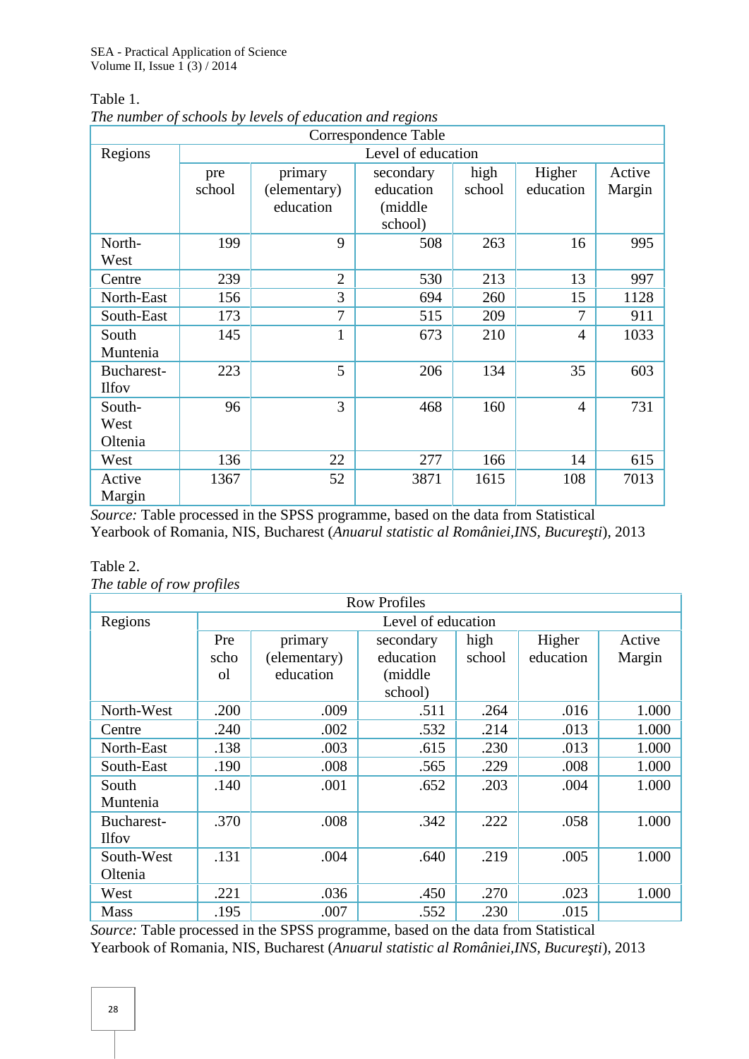Table 1.

*The number of schools by levels of education and regions*

| Correspondence Table | | | | | | |
|---|---|---|---|---|---|---|
| Regions | Level of education | | | | | |
| | pre school | primary (elementary) education | secondary education (middle school) | high school | Higher education | Active Margin |
| North-West | 199 | 9 | 508 | 263 | 16 | 995 |
| Centre | 239 | 2 | 530 | 213 | 13 | 997 |
| North-East | 156 | 3 | 694 | 260 | 15 | 1128 |
| South-East | 173 | 7 | 515 | 209 | 7 | 911 |
| South Muntenia | 145 | 1 | 673 | 210 | 4 | 1033 |
| Bucharest-Ilfov | 223 | 5 | 206 | 134 | 35 | 603 |
| South-West Oltenia | 96 | 3 | 468 | 160 | 4 | 731 |
| West | 136 | 22 | 277 | 166 | 14 | 615 |
| Active Margin | 1367 | 52 | 3871 | 1615 | 108 | 7013 |

*Source:* Table processed in the SPSS programme, based on the data from Statistical Yearbook of Romania, NIS, Bucharest (*Anuarul statistic al României,INS, Bucureşti*), 2013

Table 2.

*The table of row profiles*

| Row Profiles | | | | | | |
|---|---|---|---|---|---|---|
| Regions | Level of education | | | | | |
| | Pre school | primary (elementary) education | secondary education (middle school) | high school | Higher education | Active Margin |
| North-West | .200 | .009 | .511 | .264 | .016 | 1.000 |
| Centre | .240 | .002 | .532 | .214 | .013 | 1.000 |
| North-East | .138 | .003 | .615 | .230 | .013 | 1.000 |
| South-East | .190 | .008 | .565 | .229 | .008 | 1.000 |
| South Muntenia | .140 | .001 | .652 | .203 | .004 | 1.000 |
| Bucharest-Ilfov | .370 | .008 | .342 | .222 | .058 | 1.000 |
| South-West Oltenia | .131 | .004 | .640 | .219 | .005 | 1.000 |
| West | .221 | .036 | .450 | .270 | .023 | 1.000 |
| Mass | .195 | .007 | .552 | .230 | .015 | |

*Source:* Table processed in the SPSS programme, based on the data from Statistical Yearbook of Romania, NIS, Bucharest (*Anuarul statistic al României,INS, Bucureşti*), 2013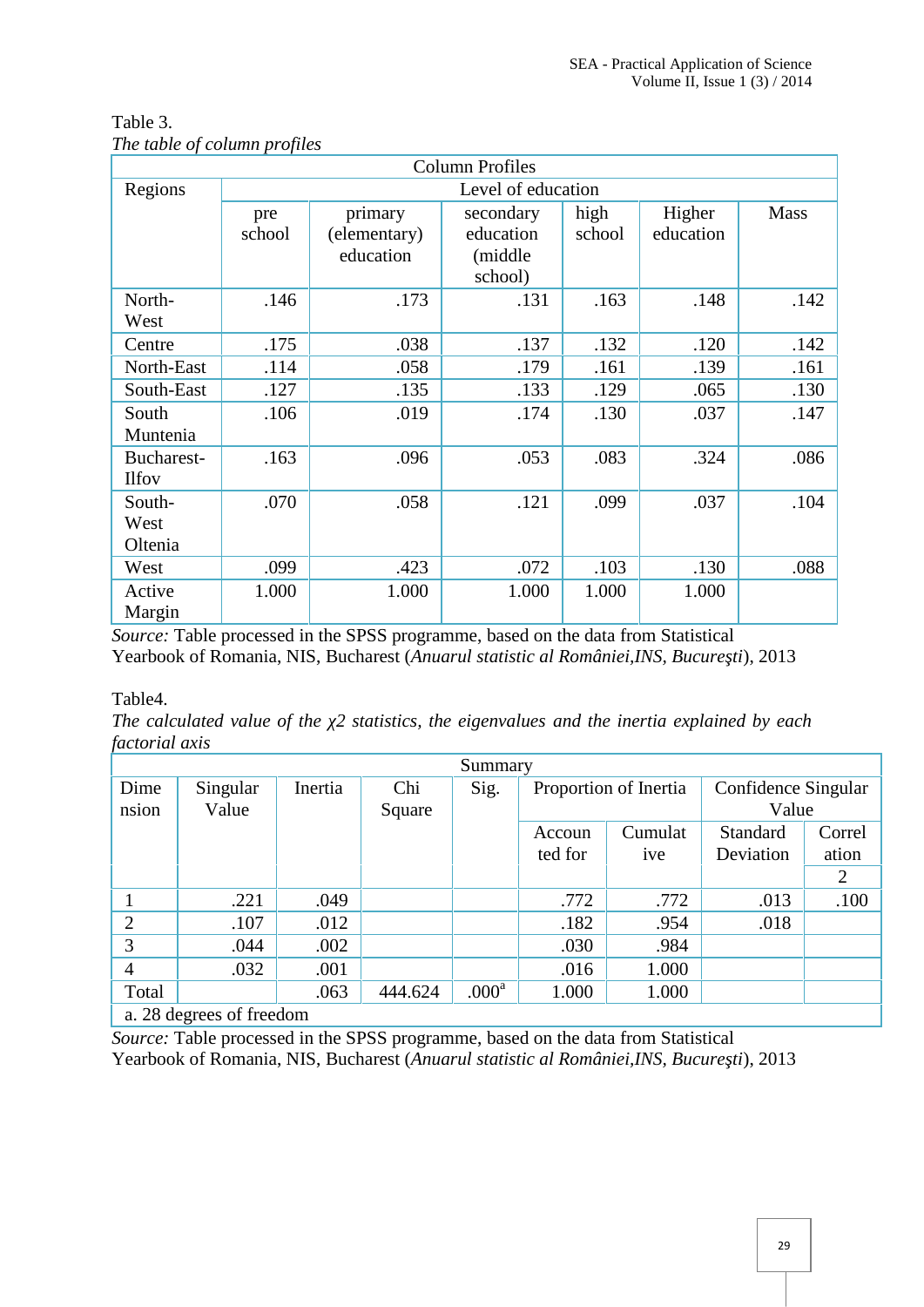Table 3.

*The table of column profiles*

| Column Profiles | | | | | | |
|---|---|---|---|---|---|---|
| Regions | Level of education | | | | | |
| | pre school | primary (elementary) education | secondary education (middle school) | high school | Higher education | Mass |
| North-West | .146 | .173 | .131 | .163 | .148 | .142 |
| Centre | .175 | .038 | .137 | .132 | .120 | .142 |
| North-East | .114 | .058 | .179 | .161 | .139 | .161 |
| South-East | .127 | .135 | .133 | .129 | .065 | .130 |
| South Muntenia | .106 | .019 | .174 | .130 | .037 | .147 |
| Bucharest-Ilfov | .163 | .096 | .053 | .083 | .324 | .086 |
| South-West Oltenia | .070 | .058 | .121 | .099 | .037 | .104 |
| West | .099 | .423 | .072 | .103 | .130 | .088 |
| Active Margin | 1.000 | 1.000 | 1.000 | 1.000 | 1.000 | |

*Source:* Table processed in the SPSS programme, based on the data from Statistical Yearbook of Romania, NIS, Bucharest (*Anuarul statistic al României,INS, Bucureşti*), 2013

Table4.

*The calculated value of the $\chi 2$ statistics, the eigenvalues and the inertia explained by each factorial axis*

| Summary | | | | | | | | |
|---|---|---|---|---|---|---|---|---|
| Dimension | Singular Value | Inertia | Chi Square | Sig. | Proportion of Inertia | | Confidence Singular Value | |
| | | | | | Accounted for | Cumulative | Standard Deviation | Correlation |
| | | | | | | | | 2 |
| 1 | .221 | .049 | | | .772 | .772 | .013 | .100 |
| 2 | .107 | .012 | | | .182 | .954 | .018 | |
| 3 | .044 | .002 | | | .030 | .984 | | |
| 4 | .032 | .001 | | | .016 | 1.000 | | |
| Total | | .063 | 444.624 | .000[a] | 1.000 | 1.000 | | |
| a. 28 degrees of freedom | | | | | | | | |

*Source:* Table processed in the SPSS programme, based on the data from Statistical Yearbook of Romania, NIS, Bucharest (*Anuarul statistic al României,INS, Bucureşti*), 2013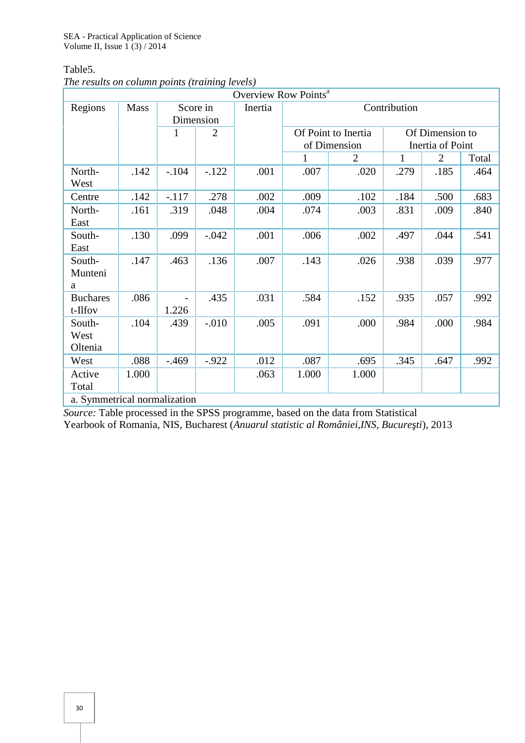Table5.

*The results on column points (training levels)*

| Overview Row Points[a] | | | | | | | | | |
|---|---|---|---|---|---|---|---|---|---|
| Regions | Mass | Score in Dimension | | Inertia | Contribution | | | | |
| | | | | | Of Point to Inertia of Dimension | | Of Dimension to Inertia of Point | | |
| | | 1 | 2 | | 1 | 2 | 1 | 2 | Total |
| North-West | .142 | -.104 | -.122 | .001 | .007 | .020 | .279 | .185 | .464 |
| Centre | .142 | -.117 | .278 | .002 | .009 | .102 | .184 | .500 | .683 |
| North-East | .161 | .319 | .048 | .004 | .074 | .003 | .831 | .009 | .840 |
| South-East | .130 | .099 | -.042 | .001 | .006 | .002 | .497 | .044 | .541 |
| South-Muntenia | .147 | .463 | .136 | .007 | .143 | .026 | .938 | .039 | .977 |
| Bucharest-Ilfov | .086 | -1.226 | .435 | .031 | .584 | .152 | .935 | .057 | .992 |
| South-West Oltenia | .104 | .439 | -.010 | .005 | .091 | .000 | .984 | .000 | .984 |
| West | .088 | -.469 | -.922 | .012 | .087 | .695 | .345 | .647 | .992 |
| Active Total | 1.000 | | | .063 | 1.000 | 1.000 | | | |

a. Symmetrical normalization

*Source:* Table processed in the SPSS programme, based on the data from Statistical Yearbook of Romania, NIS, Bucharest (*Anuarul statistic al României,INS, Bucureşti*), 2013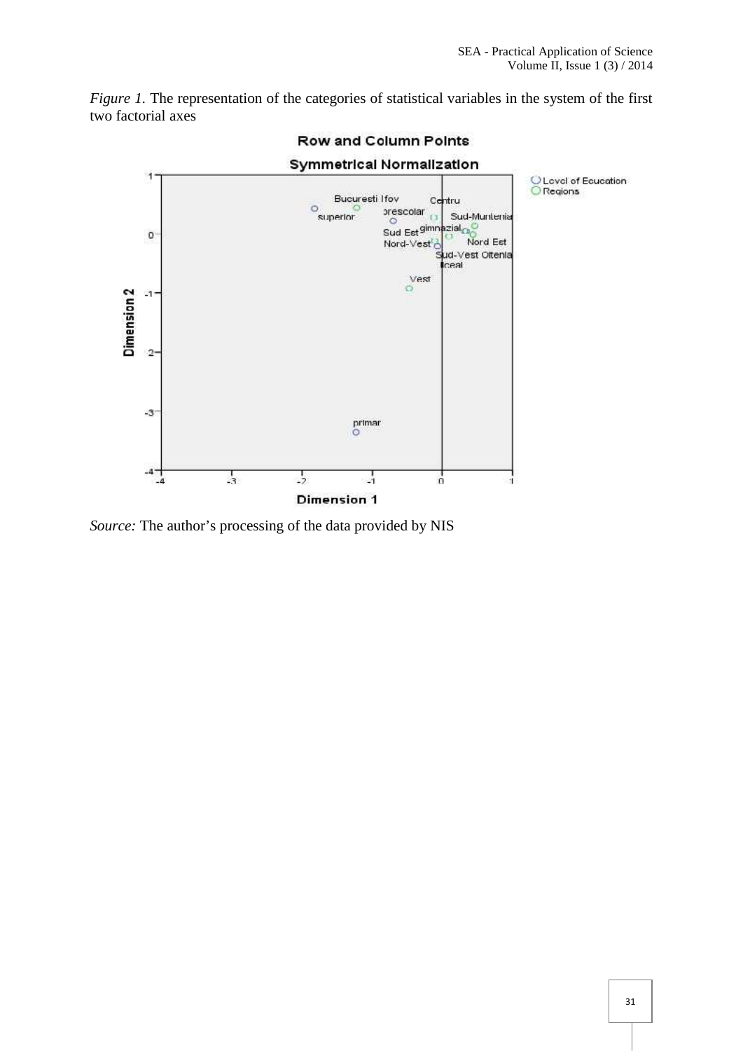*Figure 1.* The representation of the categories of statistical variables in the system of the first two factorial axes

Row and Column Points

Symmetrical Normalization

Level of Education
Regions

Bucuresti Ilfov
superior
prescolar
Centru
Sud-Muntenia
Sud Est
gimnazial
Nord-Vest
Nord Est
Sud-Vest Oltenia
liceal
Vest
primar

Dimension 2: 1, 0, -1, -2, -3, -4

Dimension 1: -4, -3, -2, -1, 0, 1

*Source:* The author's processing of the data provided by NIS